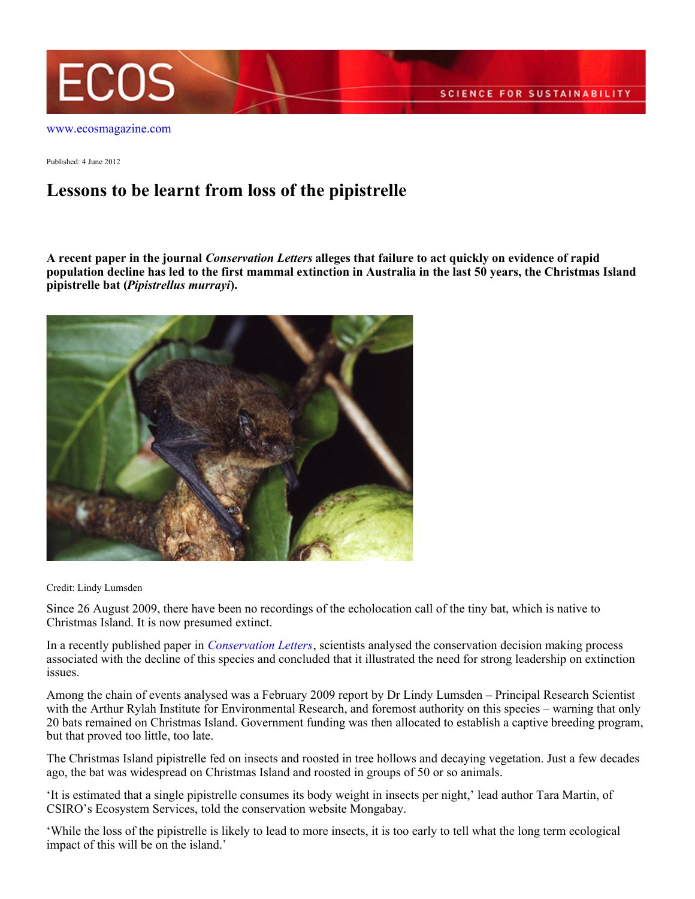www.ecosmagazine.com

Published: 4 June 2012

# Lessons to be learnt from loss of the pipistrelle

**A recent paper in the journal *Conservation Letters* alleges that failure to act quickly on evidence of rapid population decline has led to the first mammal extinction in Australia in the last 50 years, the Christmas Island pipistrelle bat (*Pipistrellus murrayi*).**

Credit: Lindy Lumsden

Since 26 August 2009, there have been no recordings of the echolocation call of the tiny bat, which is native to Christmas Island. It is now presumed extinct.

In a recently published paper in *Conservation Letters*, scientists analysed the conservation decision making process associated with the decline of this species and concluded that it illustrated the need for strong leadership on extinction issues.

Among the chain of events analysed was a February 2009 report by Dr Lindy Lumsden – Principal Research Scientist with the Arthur Rylah Institute for Environmental Research, and foremost authority on this species – warning that only 20 bats remained on Christmas Island. Government funding was then allocated to establish a captive breeding program, but that proved too little, too late.

The Christmas Island pipistrelle fed on insects and roosted in tree hollows and decaying vegetation. Just a few decades ago, the bat was widespread on Christmas Island and roosted in groups of 50 or so animals.

'It is estimated that a single pipistrelle consumes its body weight in insects per night,' lead author Tara Martin, of CSIRO's Ecosystem Services, told the conservation website Mongabay.

'While the loss of the pipistrelle is likely to lead to more insects, it is too early to tell what the long term ecological impact of this will be on the island.'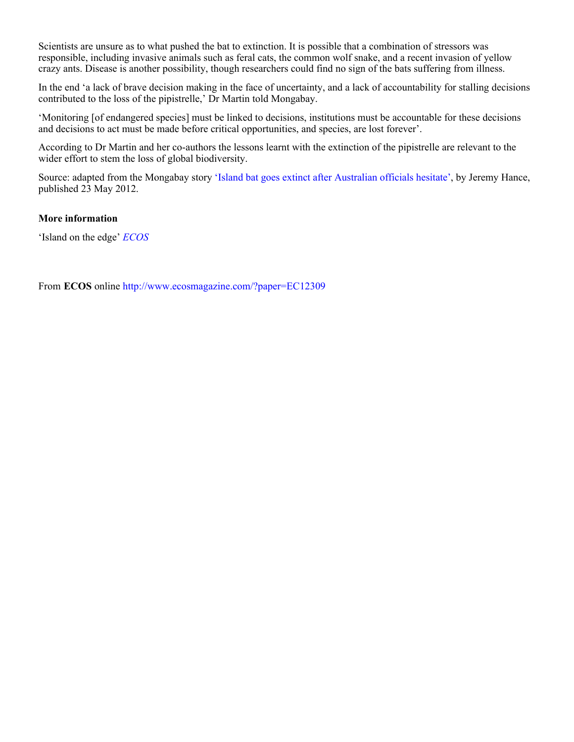Scientists are unsure as to what pushed the bat to extinction. It is possible that a combination of stressors was responsible, including invasive animals such as feral cats, the common wolf snake, and a recent invasion of yellow crazy ants. Disease is another possibility, though researchers could find no sign of the bats suffering from illness.

In the end 'a lack of brave decision making in the face of uncertainty, and a lack of accountability for stalling decisions contributed to the loss of the pipistrelle,' Dr Martin told Mongabay.

'Monitoring [of endangered species] must be linked to decisions, institutions must be accountable for these decisions and decisions to act must be made before critical opportunities, and species, are lost forever'.

According to Dr Martin and her co-authors the lessons learnt with the extinction of the pipistrelle are relevant to the wider effort to stem the loss of global biodiversity.

Source: adapted from the Mongabay story 'Island bat goes extinct after Australian officials hesitate', by Jeremy Hance, published 23 May 2012.

**More information**

'Island on the edge' *ECOS*

From **ECOS** online http://www.ecosmagazine.com/?paper=EC12309